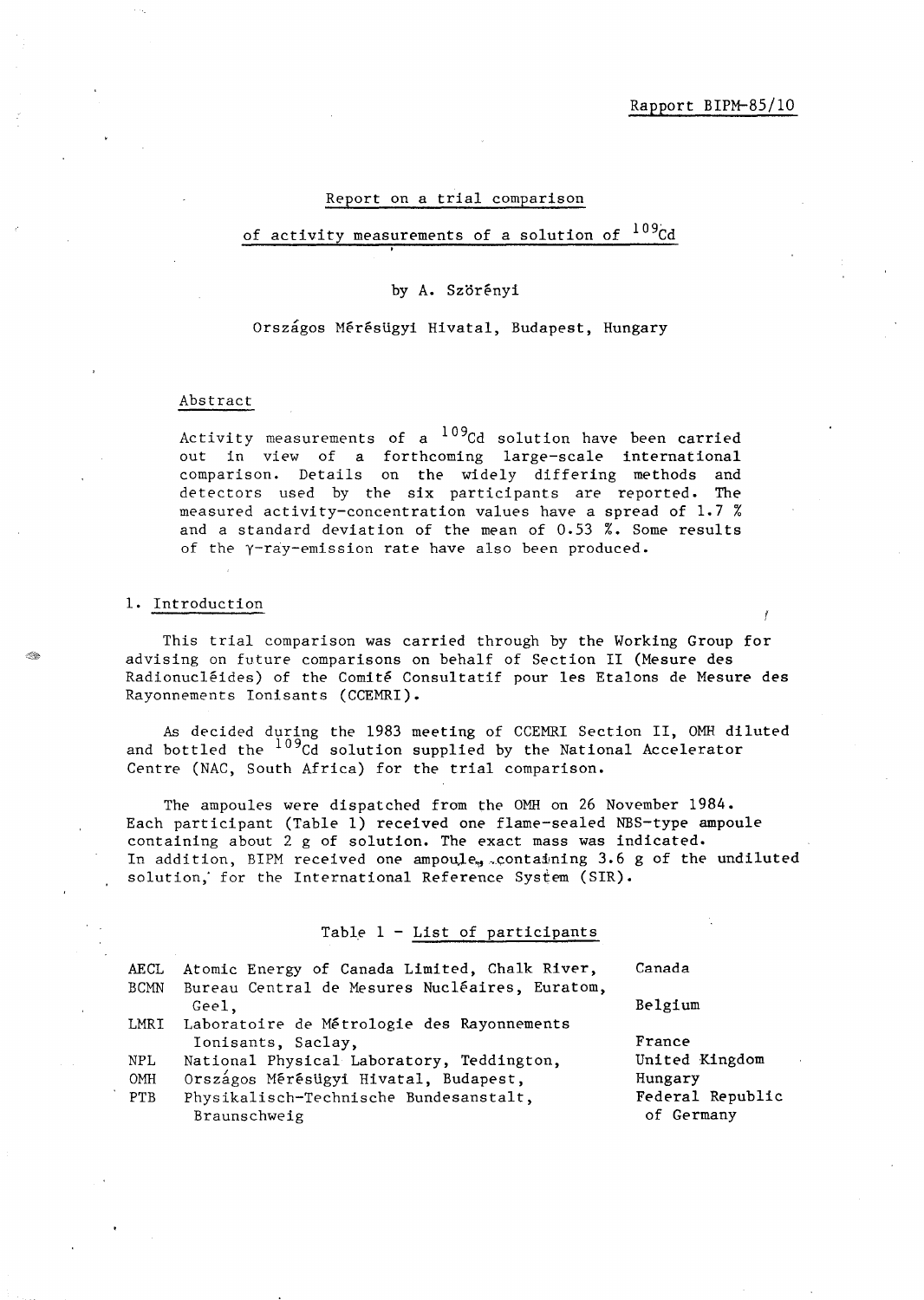Rapport BIPM-85/10

# Report on a trial comparison of activity measurements of a solution of $^{109}$Cd

by A. Szörényi

Országos Mérésügyi Hivatal, Budapest, Hungary

## Abstract

Activity measurements of a $^{109}$Cd solution have been carried out in view of a forthcoming large-scale international comparison. Details on the widely differing methods and detectors used by the six participants are reported. The measured activity-concentration values have a spread of 1.7 % and a standard deviation of the mean of 0.53 %. Some results of the $\gamma$-ray-emission rate have also been produced.

## 1. Introduction

This trial comparison was carried through by the Working Group for advising on future comparisons on behalf of Section II (Mesure des Radionucléides) of the Comité Consultatif pour les Etalons de Mesure des Rayonnements Ionisants (CCEMRI).

As decided during the 1983 meeting of CCEMRI Section II, OMH diluted and bottled the $^{109}$Cd solution supplied by the National Accelerator Centre (NAC, South Africa) for the trial comparison.

The ampoules were dispatched from the OMH on 26 November 1984. Each participant (Table 1) received one flame-sealed NBS-type ampoule containing about 2 g of solution. The exact mass was indicated. In addition, BIPM received one ampoule, containing 3.6 g of the undiluted solution, for the International Reference System (SIR).

Table 1 - List of participants

| | | |
|---|---|---|
| AECL | Atomic Energy of Canada Limited, Chalk River, | Canada |
| BCMN | Bureau Central de Mesures Nucléaires, Euratom, Geel, | Belgium |
| LMRI | Laboratoire de Métrologie des Rayonnements Ionisants, Saclay, | France |
| NPL | National Physical Laboratory, Teddington, | United Kingdom |
| OMH | Országos Mérésügyi Hivatal, Budapest, | Hungary |
| PTB | Physikalisch-Technische Bundesanstalt, Braunschweig | Federal Republic of Germany |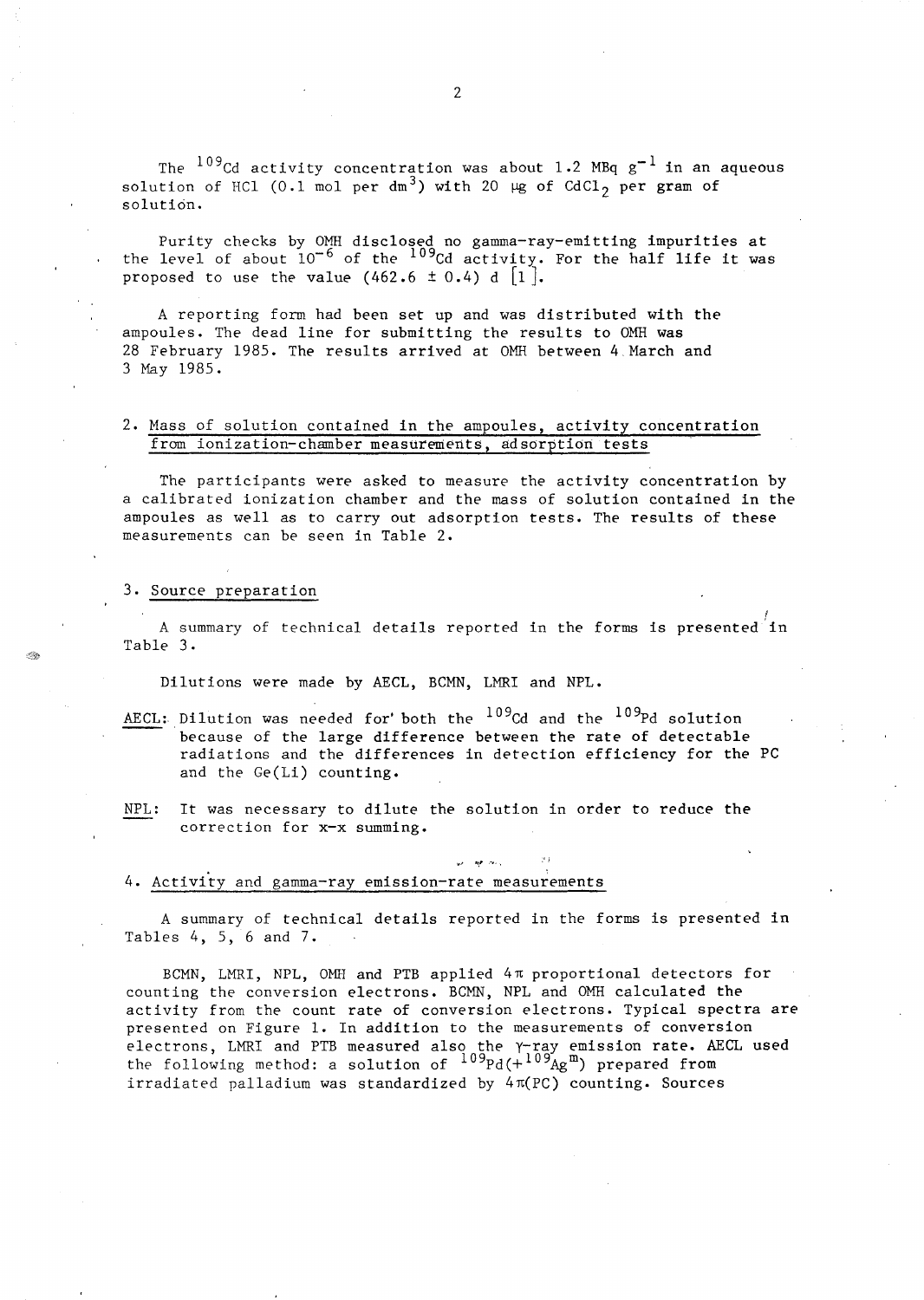The $^{109}Cd$ activity concentration was about 1.2 MBq $g^{-1}$ in an aqueous solution of HCl (0.1 mol per $dm^3$) with 20 µg of $CdCl_2$ per gram of solution.

Purity checks by OMH disclosed no gamma-ray-emitting impurities at the level of about $10^{-6}$ of the $^{109}Cd$ activity. For the half life it was proposed to use the value (462.6 ± 0.4) d [1].

A reporting form had been set up and was distributed with the ampoules. The dead line for submitting the results to OMH was 28 February 1985. The results arrived at OMH between 4 March and 3 May 1985.

## 2. Mass of solution contained in the ampoules, activity concentration from ionization-chamber measurements, adsorption tests

The participants were asked to measure the activity concentration by a calibrated ionization chamber and the mass of solution contained in the ampoules as well as to carry out adsorption tests. The results of these measurements can be seen in Table 2.

## 3. Source preparation

A summary of technical details reported in the forms is presented in Table 3.

Dilutions were made by AECL, BCMN, LMRI and NPL.

AECL: Dilution was needed for both the $^{109}Cd$ and the $^{109}Pd$ solution because of the large difference between the rate of detectable radiations and the differences in detection efficiency for the PC and the Ge(Li) counting.

NPL: It was necessary to dilute the solution in order to reduce the correction for x-x summing.

## 4. Activity and gamma-ray emission-rate measurements

A summary of technical details reported in the forms is presented in Tables 4, 5, 6 and 7.

BCMN, LMRI, NPL, OMH and PTB applied $4\pi$ proportional detectors for counting the conversion electrons. BCMN, NPL and OMH calculated the activity from the count rate of conversion electrons. Typical spectra are presented on Figure 1. In addition to the measurements of conversion electrons, LMRI and PTB measured also the $\gamma$-ray emission rate. AECL used the following method: a solution of $^{109}Pd(+^{109}Ag^m)$ prepared from irradiated palladium was standardized by $4\pi$(PC) counting. Sources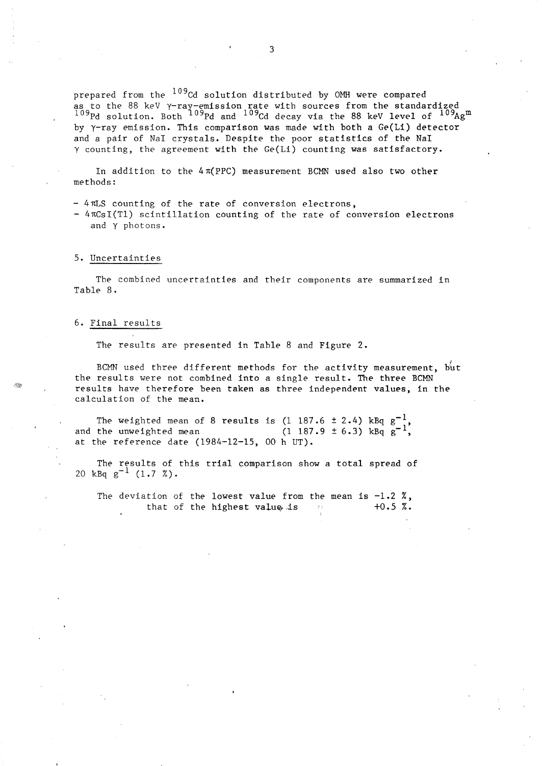prepared from the $^{109}Cd$ solution distributed by OMH were compared as to the 88 keV γ-ray-emission rate with sources from the standardized $^{109}Pd$ solution. Both $^{109}Pd$ and $^{109}Cd$ decay via the 88 keV level of $^{109}Ag^{m}$ by γ-ray emission. This comparison was made with both a Ge(Li) detector and a pair of NaI crystals. Despite the poor statistics of the NaI γ counting, the agreement with the Ge(Li) counting was satisfactory.

In addition to the 4π(PPC) measurement BCMN used also two other methods:

- 4πLS counting of the rate of conversion electrons,
- 4πCsI(Tl) scintillation counting of the rate of conversion electrons and γ photons.

## 5. Uncertainties

The combined uncertainties and their components are summarized in Table 8.

## 6. Final results

The results are presented in Table 8 and Figure 2.

BCMN used three different methods for the activity measurement, but the results were not combined into a single result. The three BCMN results have therefore been taken as three independent values, in the calculation of the mean.

The weighted mean of 8 results is (1 187.6 ± 2.4) kBq $g^{-1}$,
and the unweighted mean (1 187.9 ± 6.3) kBq $g^{-1}$,
at the reference date (1984-12-15, 00 h UT).

The results of this trial comparison show a total spread of 20 kBq $g^{-1}$ (1.7 %).

The deviation of the lowest value from the mean is −1.2 %,
that of the highest value is +0.5 %.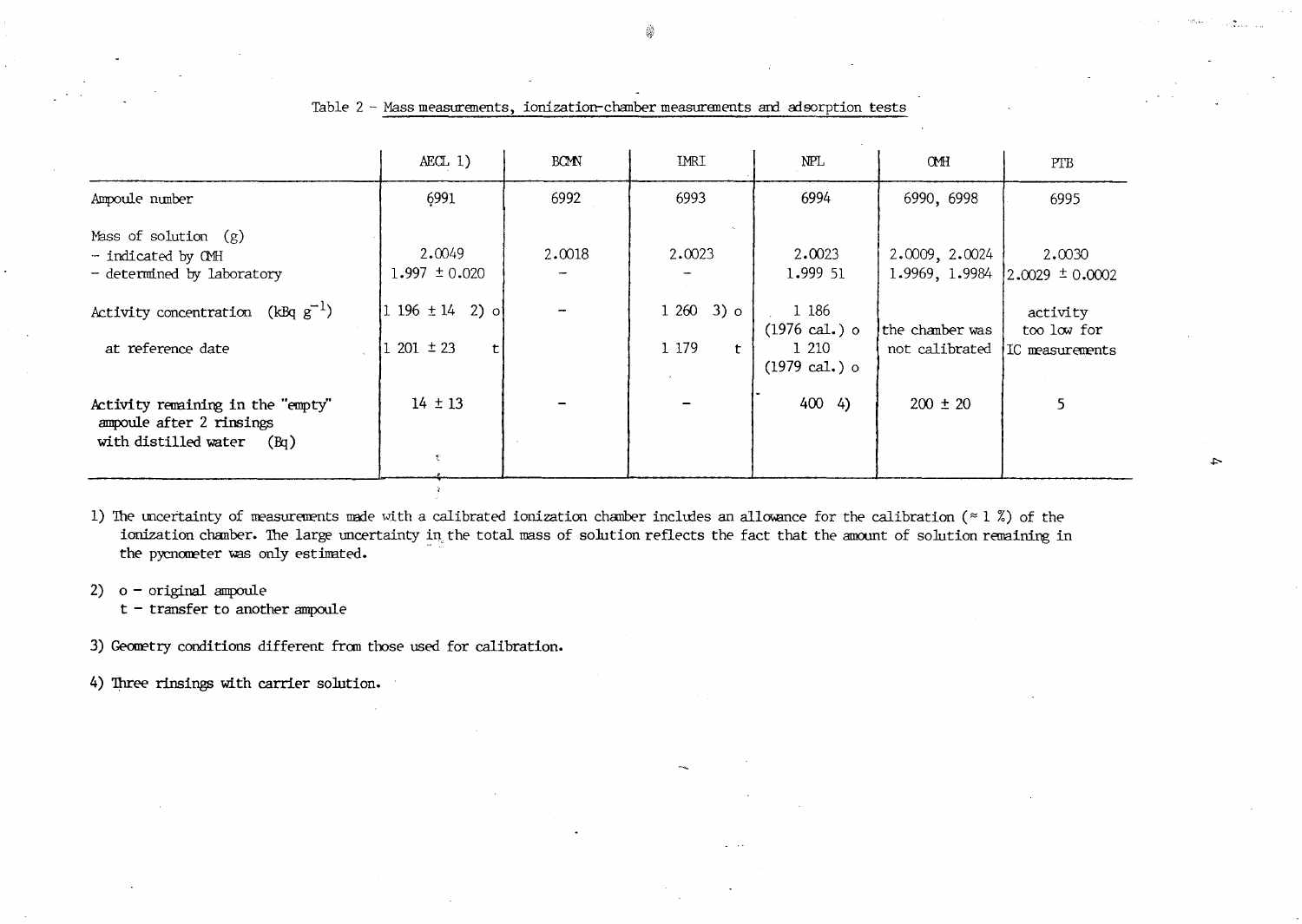Table 2 – Mass measurements, ionization-chamber measurements and adsorption tests

| | AECL 1) | BCMN | IMRI | NPL | OMH | PTB |
|---|---|---|---|---|---|---|
| Ampoule number | 6991 | 6992 | 6993 | 6994 | 6990, 6998 | 6995 |
| Mass of solution (g)<br>– indicated by OMH<br>– determined by laboratory | <br>2.0049<br>1.997 ± 0.020 | <br>2.0018<br>– | <br>2.0023<br>– | <br>2.0023<br>1.999 51 | <br>2.0009, 2.0024<br>1.9969, 1.9984 | <br>2.0030<br>2.0029 ± 0.0002 |
| Activity concentration (kBq $g^{-1}$)<br>at reference date | 1 196 ± 14 2) o<br>1 201 ± 23 t | – | 1 260 3) o<br>1 179 t | 1 186 (1976 cal.) o<br>1 210 (1979 cal.) o | the chamber was not calibrated | activity too low for IC measurements |
| Activity remaining in the "empty" ampoule after 2 rinsings with distilled water (Bq) | 14 ± 13 | – | – | 400 4) | 200 ± 20 | 5 |

1) The uncertainty of measurements made with a calibrated ionization chamber includes an allowance for the calibration (≈ 1 %) of the ionization chamber. The large uncertainty in the total mass of solution reflects the fact that the amount of solution remaining in the pycnometer was only estimated.

2) o – original ampoule
   t – transfer to another ampoule

3) Geometry conditions different from those used for calibration.

4) Three rinsings with carrier solution.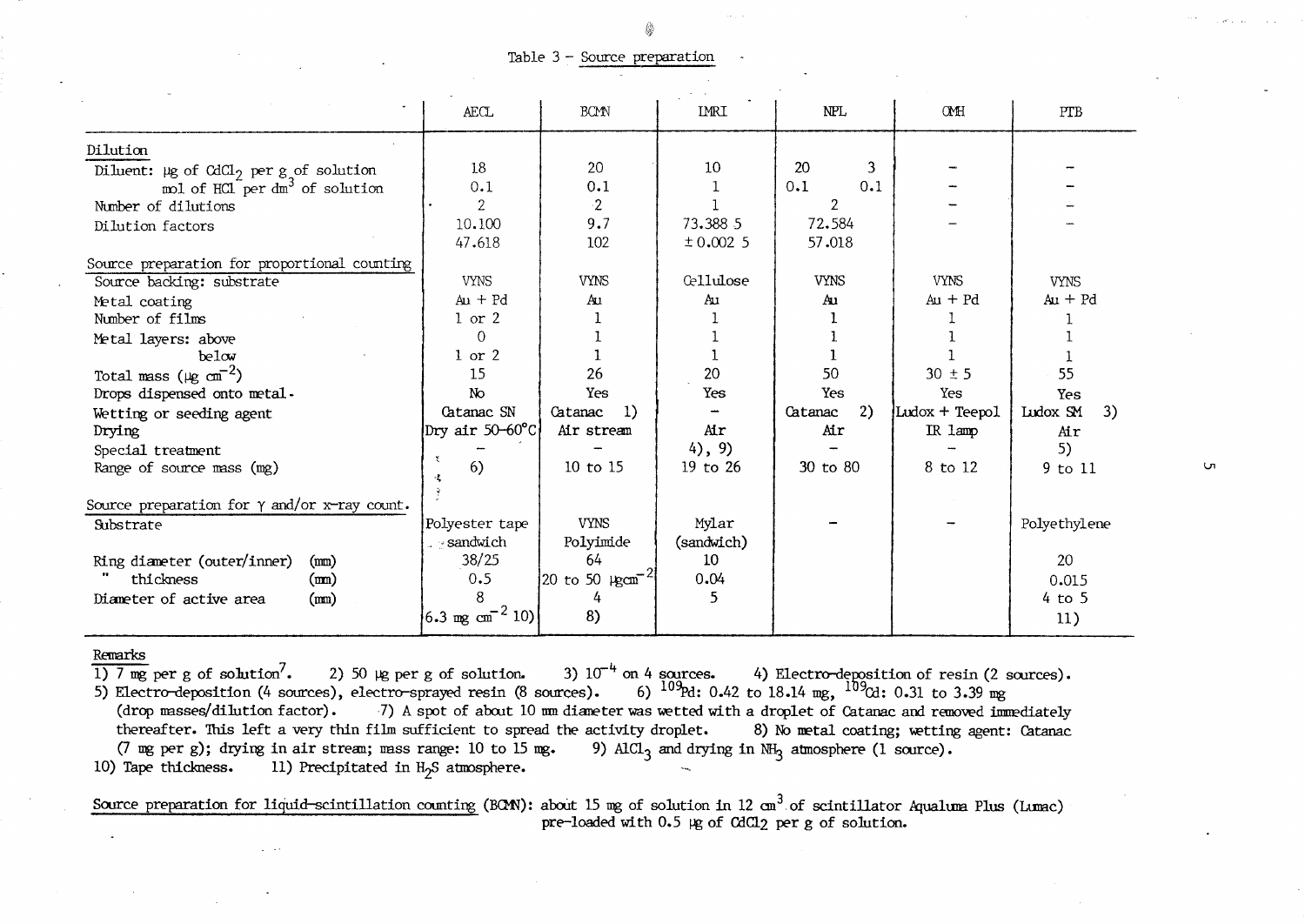Table 3 – Source preparation

| | AECL | BCMN | IMRI | NPL | OMH | PTB |
|---|---|---|---|---|---|---|
| **Dilution** | | | | | | |
| Diluent: µg of $CdCl_2$ per g of solution | 18 | 20 | 10 | 20 3 | – | – |
| mol of HCl per $dm^3$ of solution | 0.1 | 0.1 | 1 | 0.1 0.1 | – | – |
| Number of dilutions | 2 | 2 | 1 | 2 | – | – |
| Dilution factors | 10.100<br>47.618 | 9.7<br>102 | 73.388 5<br>± 0.002 5 | 72.584<br>57.018 | – | – |
| **Source preparation for proportional counting** | | | | | | |
| Source backing: substrate | VYNS | VYNS | Cellulose | VYNS | VYNS | VYNS |
| Metal coating | Au + Pd | Au | Au | Au | Au + Pd | Au + Pd |
| Number of films | 1 or 2 | 1 | 1 | 1 | 1 | 1 |
| Metal layers: above | 0 | 1 | 1 | 1 | 1 | 1 |
| below | 1 or 2 | 1 | 1 | 1 | 1 | 1 |
| Total mass (µg $cm^{-2}$) | 15 | 26 | 20 | 50 | 30 ± 5 | 55 |
| Drops dispensed onto metal | No | Yes | Yes | Yes | Yes | Yes |
| Wetting or seeding agent | Catanac SN | Catanac 1) | – | Catanac 2) | Ludox + Teepol | Ludox SM 3) |
| Drying | Dry air 50–60°C | Air stream | Air | Air | IR lamp | Air |
| Special treatment | – | – | 4), 9) | – | – | 5) |
| Range of source mass (mg) | 6) | 10 to 15 | 19 to 26 | 30 to 80 | 8 to 12 | 9 to 11 |
| **Source preparation for γ and/or x-ray count.** | | | | | | |
| Substrate | Polyester tape sandwich | VYNS Polyimide | Mylar (sandwich) | – | – | Polyethylene |
| Ring diameter (outer/inner) (mm) | 38/25 | 64 | 10 | | | 20 |
| " thickness (mm) | 0.5 | 20 to 50 µg$cm^{-2}$ | 0.04 | | | 0.015 |
| Diameter of active area (mm) | 8<br>6.3 mg $cm^{-2}$ 10) | 4<br>8) | 5 | | | 4 to 5<br>11) |

Remarks
1) 7 mg per g of solution[7]. 2) 50 µg per g of solution. 3) $10^{-4}$ on 4 sources. 4) Electro-deposition of resin (2 sources).
5) Electro-deposition (4 sources), electro-sprayed resin (8 sources). 6) $^{109}$Pd: 0.42 to 18.14 mg, $^{109}$Cd: 0.31 to 3.39 mg (drop masses/dilution factor). 7) A spot of about 10 mm diameter was wetted with a droplet of Catanac and removed immediately thereafter. This left a very thin film sufficient to spread the activity droplet. 8) No metal coating; wetting agent: Catanac (7 mg per g); drying in air stream; mass range: 10 to 15 mg. 9) $AlCl_3$ and drying in $NH_3$ atmosphere (1 source).
10) Tape thickness. 11) Precipitated in $H_2S$ atmosphere.

Source preparation for liquid-scintillation counting (BCMN): about 15 mg of solution in 12 $cm^3$ of scintillator Aqualuma Plus (Lumac) pre-loaded with 0.5 µg of $CdCl_2$ per g of solution.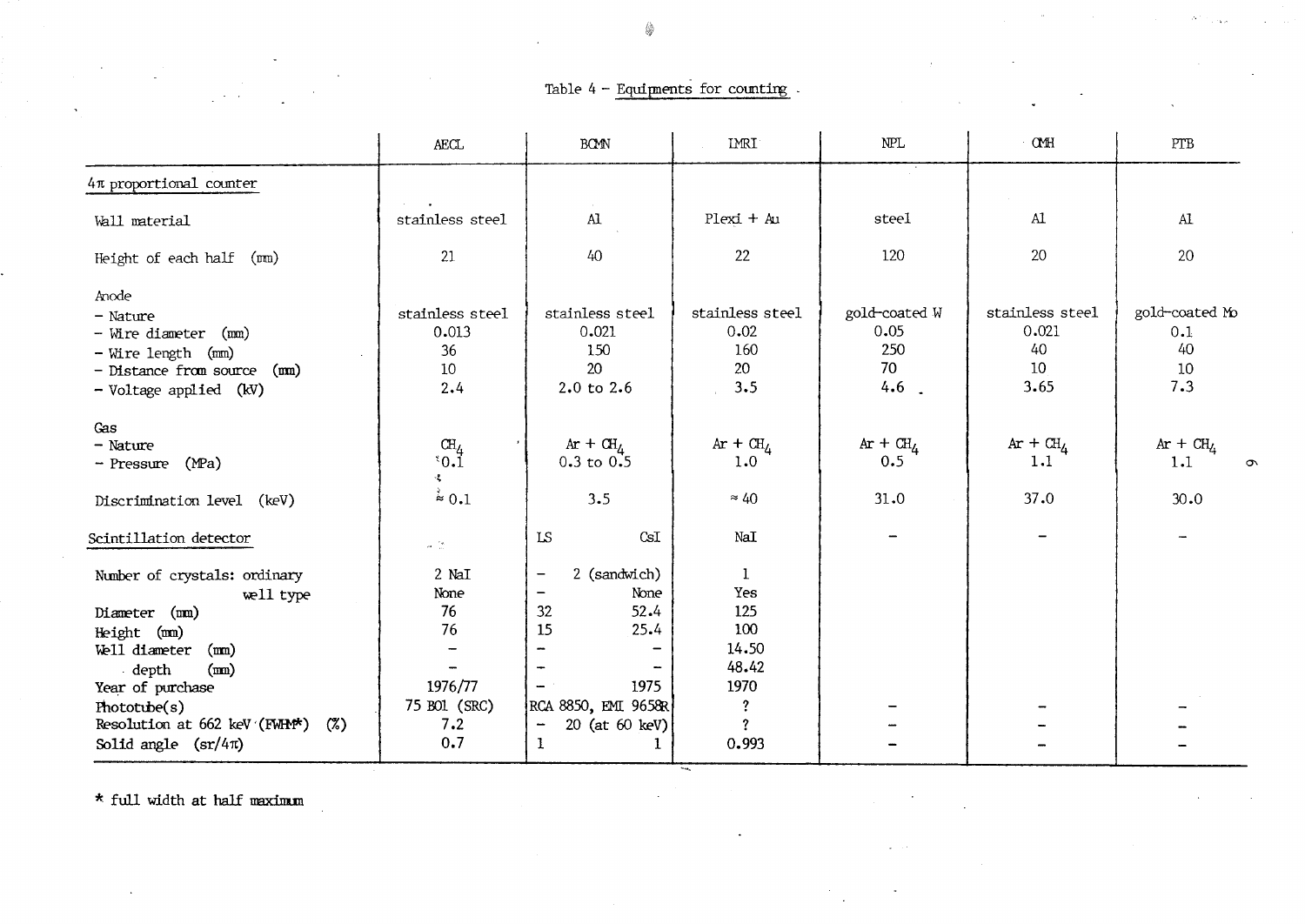Table 4 – Equipments for counting

| | AECL | BCMN | | IMRI | NPL | OMH | PTB |
|---|---|---|---|---|---|---|---|
| $4\pi$ proportional counter | | | | | | | |
| Wall material | stainless steel | Al | | Plexi + Au | steel | Al | Al |
| Height of each half (mm) | 21 | 40 | | 22 | 120 | 20 | 20 |
| Anode | | | | | | | |
| – Nature | stainless steel | stainless steel | | stainless steel | gold-coated W | stainless steel | gold-coated Mo |
| – Wire diameter (mm) | 0.013 | 0.021 | | 0.02 | 0.05 | 0.021 | 0.1 |
| – Wire length (mm) | 36 | 150 | | 160 | 250 | 40 | 40 |
| – Distance from source (mm) | 10 | 20 | | 20 | 70 | 10 | 10 |
| – Voltage applied (kV) | 2.4 | 2.0 to 2.6 | | 3.5 | 4.6 | 3.65 | 7.3 |
| Gas | | | | | | | |
| – Nature | $CH_4$ | Ar + $CH_4$ | | Ar + $CH_4$ | Ar + $CH_4$ | Ar + $CH_4$ | Ar + $CH_4$ |
| – Pressure (MPa) | 0.1 | 0.3 to 0.5 | | 1.0 | 0.5 | 1.1 | 1.1 |
| Discrimination level (keV) | ≈ 0.1 | 3.5 | | ≈ 40 | 31.0 | 37.0 | 30.0 |
| Scintillation detector | | LS | CsI | NaI | – | – | – |
| Number of crystals: ordinary | 2 NaI | – | 2 (sandwich) | 1 | | | |
| well type | None | – | None | Yes | | | |
| Diameter (mm) | 76 | 32 | 52.4 | 125 | | | |
| Height (mm) | 76 | 15 | 25.4 | 100 | | | |
| Well diameter (mm) | – | – | – | 14.50 | | | |
| depth (mm) | – | – | – | 48.42 | | | |
| Year of purchase | 1976/77 | – | 1975 | 1970 | | | |
| Phototube(s) | 75 B01 (SRC) | RCA 8850, | EMI 9658R | ? | – | – | – |
| Resolution at 662 keV (FWHM*) (%) | 7.2 | – | 20 (at 60 keV) | ? | – | – | – |
| Solid angle (sr/$4\pi$) | 0.7 | 1 | 1 | 0.993 | – | – | – |

* full width at half maximum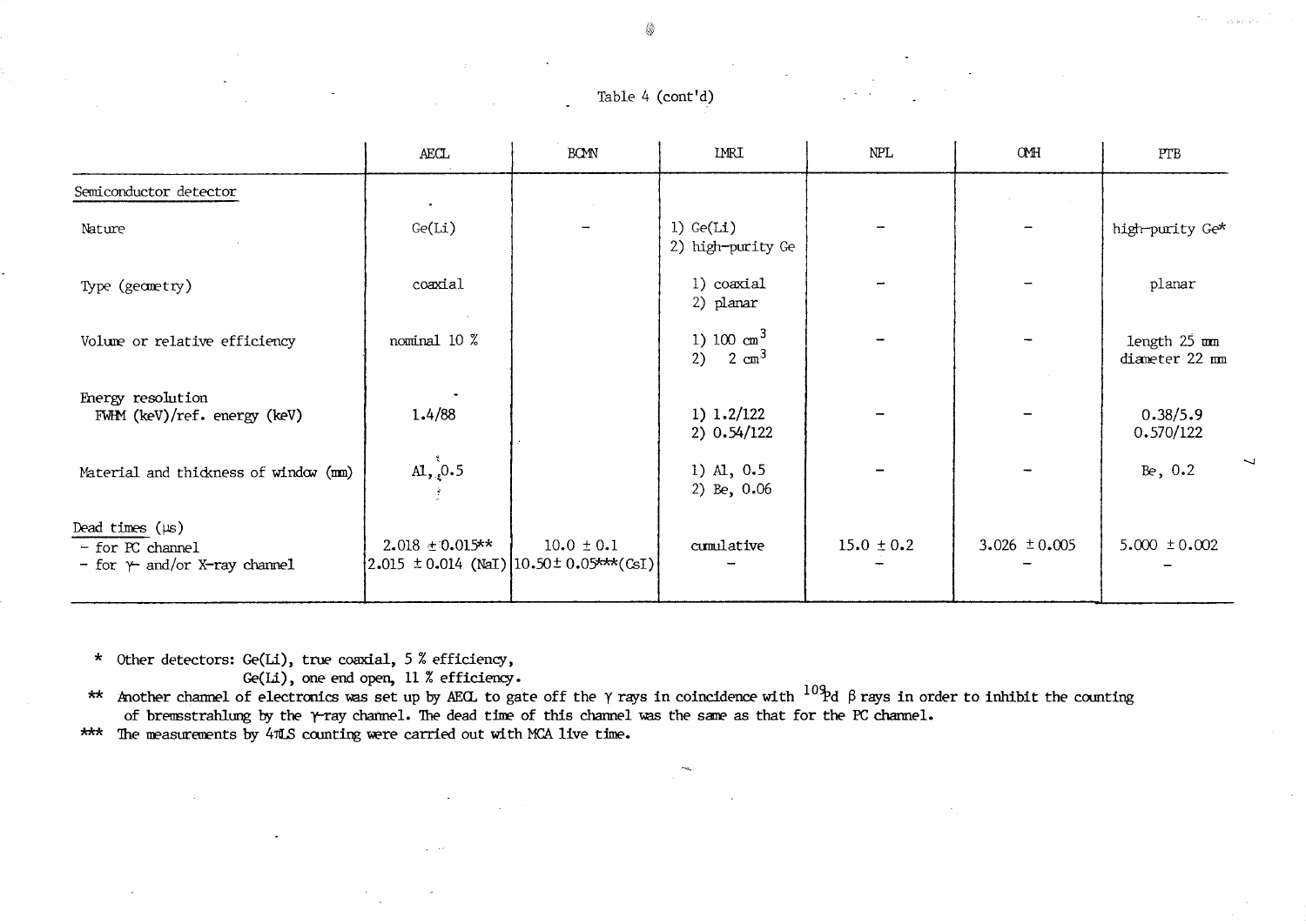Table 4 (cont'd)

| | AECL | BCMN | IMRI | NPL | OMH | PTB |
|---|---|---|---|---|---|---|
| Semiconductor detector | | | | | | |
| Nature | Ge(Li) | – | 1) Ge(Li)<br>2) high-purity Ge | – | – | high-purity Ge* |
| Type (geometry) | coaxial | – | 1) coaxial<br>2) planar | – | – | planar |
| Volume or relative efficiency | nominal 10 % | | 1) 100 $cm^3$<br>2) 2 $cm^3$ | – | – | length 25 mm<br>diameter 22 mm |
| Energy resolution<br>FWHM (keV)/ref. energy (keV) | 1.4/88 | | 1) 1.2/122<br>2) 0.54/122 | – | – | 0.38/5.9<br>0.570/122 |
| Material and thickness of window (mm) | Al, 0.5 | | 1) Al, 0.5<br>2) Be, 0.06 | – | – | Be, 0.2 |
| Dead times (µs)<br>- for PC channel<br>- for γ- and/or X-ray channel | <br>2.018 ± 0.015**<br>2.015 ± 0.014 (NaI) | <br>10.0 ± 0.1<br>10.50 ± 0.05***(CsI) | <br>cumulative<br>– | <br>15.0 ± 0.2<br>– | <br>3.026 ± 0.005<br>– | <br>5.000 ± 0.002<br>– |

\* Other detectors: Ge(Li), true coaxial, 5 % efficiency,
Ge(Li), one end open, 11 % efficiency.

\** Another channel of electronics was set up by AECL to gate off the γ rays in coincidence with $^{109}$Pd β rays in order to inhibit the counting of bremsstrahlung by the γ-ray channel. The dead time of this channel was the same as that for the PC channel.

\*** The measurements by 4πLS counting were carried out with MCA live time.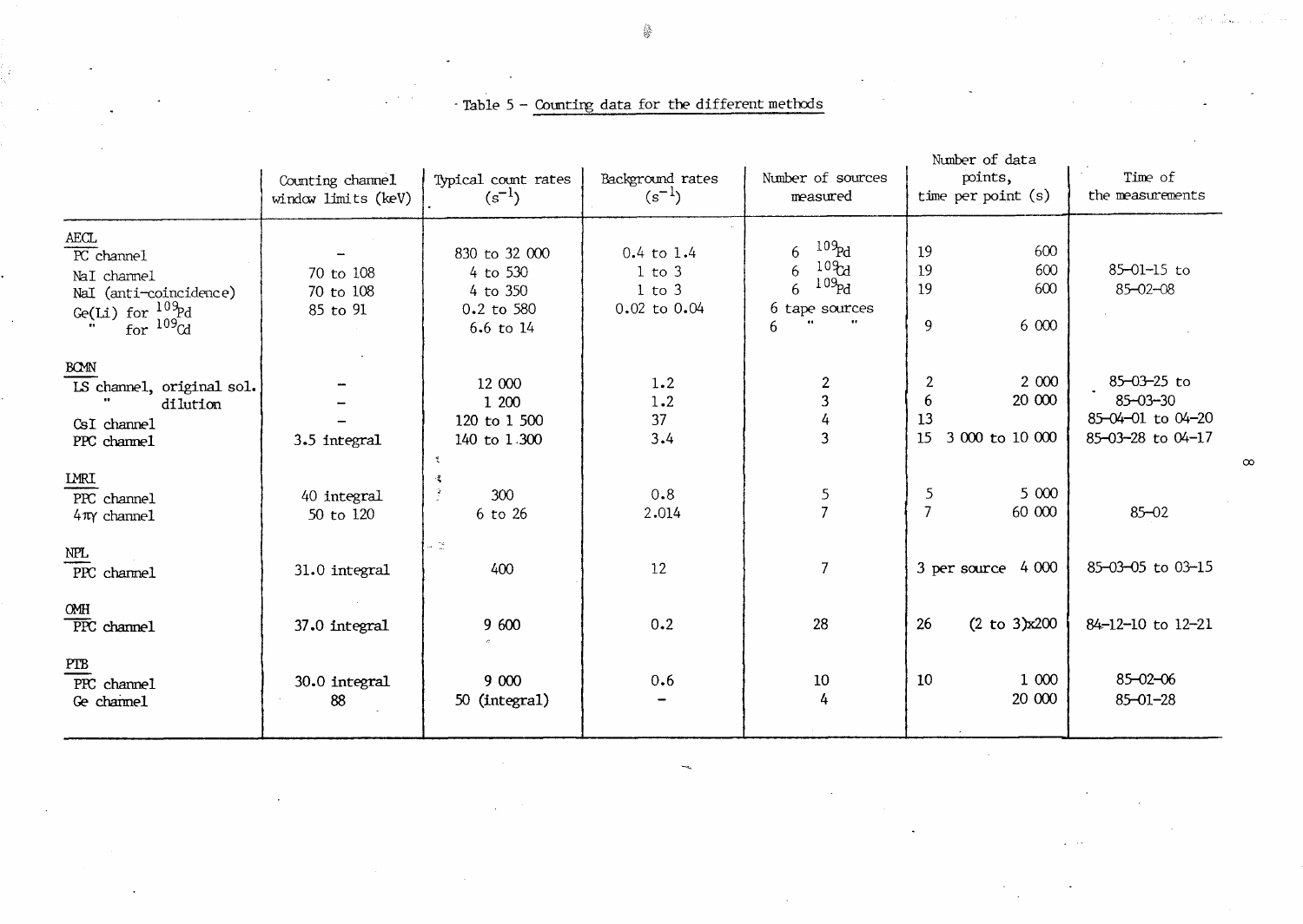Table 5 – Counting data for the different methods

| | Counting channel window limits (keV) | Typical count rates ($s^{-1}$) | Background rates ($s^{-1}$) | Number of sources measured | Number of data points, | time per point (s) | Time of the measurements |
|---|---|---|---|---|---|---|---|
| AECL | | | | | | | |
| PC channel | – | 830 to 32 000 | 0.4 to 1.4 | 6 $^{109}Pd$ | 19 | 600 | 85-01-15 to 85-02-08 |
| NaI channel | 70 to 108 | 4 to 530 | 1 to 3 | 6 $^{109}Cd$ | 19 | 600 | |
| NaI (anti-coincidence) | 70 to 108 | 4 to 350 | 1 to 3 | 6 $^{109}Pd$ | 19 | 600 | |
| Ge(Li) for $^{109}Pd$ | 85 to 91 | 0.2 to 580 | 0.02 to 0.04 | 6 tape sources | | | |
| " for $^{109}Cd$ | | 6.6 to 14 | | 6 " " | 9 | 6 000 | |
| BCMN | | | | | | | |
| LS channel, original sol. | – | 12 000 | 1.2 | 2 | 2 | 2 000 | 85-03-25 to 85-03-30 |
| " dilution | – | 1 200 | 1.2 | 3 | 6 | 20 000 | |
| CsI channel | – | 120 to 1 500 | 37 | 4 | 13 | | 85-04-01 to 04-20 |
| PPC channel | 3.5 integral | 140 to 1 300 | 3.4 | 3 | 15 | 3 000 to 10 000 | 85-03-28 to 04-17 |
| LMRI | | | | | | | |
| PPC channel | 40 integral | 300 | 0.8 | 5 | 5 | 5 000 | 85-02 |
| $4\pi\gamma$ channel | 50 to 120 | 6 to 26 | 2.014 | 7 | 7 | 60 000 | |
| NPL | | | | | | | |
| PPC channel | 31.0 integral | 400 | 12 | 7 | 3 per source | 4 000 | 85-03-05 to 03-15 |
| OMH | | | | | | | |
| PPC channel | 37.0 integral | 9 600 | 0.2 | 28 | 26 | (2 to 3)x200 | 84-12-10 to 12-21 |
| PTB | | | | | | | |
| PPC channel | 30.0 integral | 9 000 | 0.6 | 10 | 10 | 1 000 | 85-02-06 |
| Ge channel | 88 | 50 (integral) | – | 4 | | 20 000 | 85-01-28 |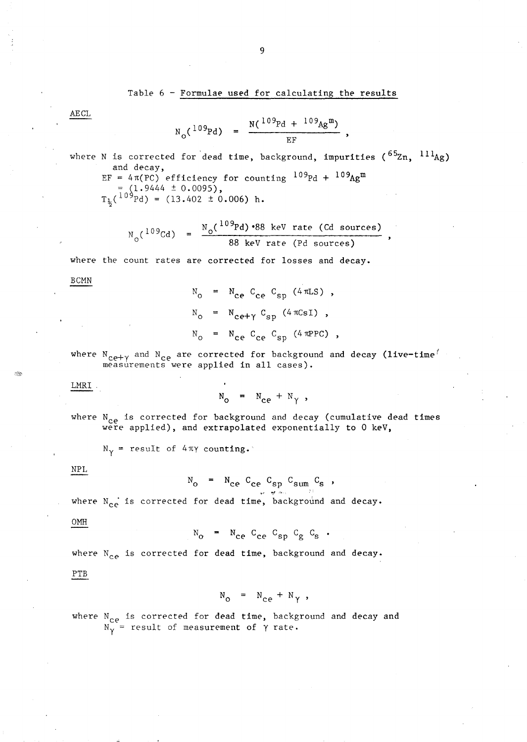Table 6 – Formulae used for calculating the results

AECL

$$N_o(^{109}Pd) = \frac{N(^{109}Pd + ^{109}Ag^m)}{EF},$$

where N is corrected for dead time, background, impurities ($^{65}Zn$, $^{111}Ag$) and decay,

EF = $4\pi$(PC) efficiency for counting $^{109}Pd + ^{109}Ag^m$
= (1.9444 ± 0.0095),

$T_{\frac{1}{2}}(^{109}Pd)$ = (13.402 ± 0.006) h.

$$N_o(^{109}Cd) = \frac{N_o(^{109}Pd) \cdot 88 \text{ keV rate (Cd sources)}}{88 \text{ keV rate (Pd sources)}},$$

where the count rates are corrected for losses and decay.

BCMN

$$N_o = N_{ce}\, C_{ce}\, C_{sp} \;(4\pi LS),$$

$$N_o = N_{ce+\gamma}\, C_{sp} \;(4\pi CsI),$$

$$N_o = N_{ce}\, C_{ce}\, C_{sp} \;(4\pi PPC),$$

where $N_{ce+\gamma}$ and $N_{ce}$ are corrected for background and decay (live-time measurements were applied in all cases).

LMRI

$$N_o = N_{ce} + N_\gamma,$$

where $N_{ce}$ is corrected for background and decay (cumulative dead times were applied), and extrapolated exponentially to 0 keV,

$N_\gamma$ = result of $4\pi\gamma$ counting.

NPL

$$N_o = N_{ce}\, C_{ce}\, C_{sp}\, C_{sum}\, C_s,$$

where $N_{ce}$ is corrected for dead time, background and decay.

OMH

$$N_o = N_{ce}\, C_{ce}\, C_{sp}\, C_g\, C_s.$$

where $N_{ce}$ is corrected for dead time, background and decay.

PTB

$$N_o = N_{ce} + N_\gamma,$$

where $N_{ce}$ is corrected for dead time, background and decay and
$N_\gamma$ = result of measurement of $\gamma$ rate.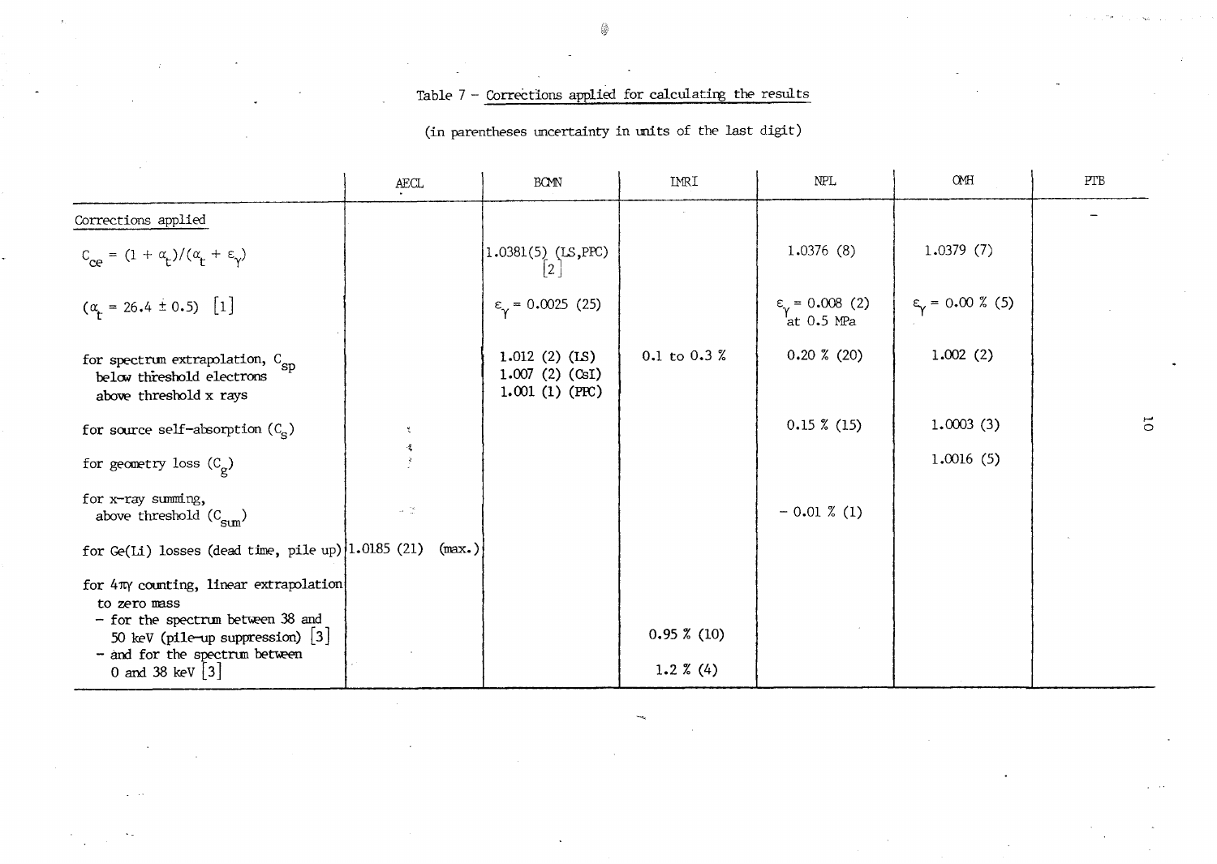Table 7 – Corrections applied for calculating the results

(in parentheses uncertainty in units of the last digit)

| | AECL | BCMN | IMRI | NPL | OMH | PTB |
|---|---|---|---|---|---|---|
| Corrections applied | | | | | | – |
| $C_{ce} = (1 + \alpha_t)/(\alpha_t + \varepsilon_\gamma)$ | | 1.0381(5) (LS,PPC) [2] | | 1.0376 (8) | 1.0379 (7) | |
| ($\alpha_t$ = 26.4 ± 0.5) [1] | | $\varepsilon_\gamma$ = 0.0025 (25) | | $\varepsilon_\gamma$ = 0.008 (2) at 0.5 MPa | $\varepsilon_\gamma$ = 0.00 % (5) | |
| for spectrum extrapolation, $C_{sp}$ below threshold electrons above threshold x rays | | 1.012 (2) (LS) 1.007 (2) (CsI) 1.001 (1) (PPC) | 0.1 to 0.3 % | 0.20 % (20) | 1.002 (2) | |
| for source self-absorption ($C_s$) | | | | 0.15 % (15) | 1.0003 (3) | |
| for geometry loss ($C_g$) | | | | | 1.0016 (5) | |
| for x-ray summing, above threshold ($C_{sum}$) | | | | – 0.01 % (1) | | |
| for Ge(Li) losses (dead time, pile up) | 1.0185 (21) (max.) | | | | | |
| for 4πγ counting, linear extrapolation to zero mass | | | | | | |
| – for the spectrum between 38 and 50 keV (pile-up suppression) [3] | | | 0.95 % (10) | | | |
| – and for the spectrum between 0 and 38 keV [3] | | | 1.2 % (4) | | | |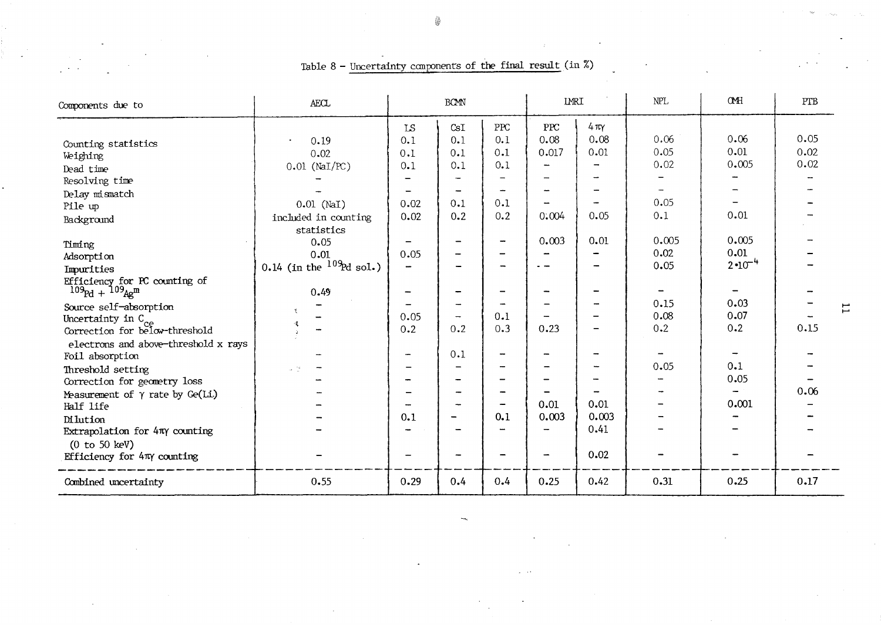Table 8 – Uncertainty components of the final result (in %)

| Components due to | AECL | BCMN | | | IMRI | | NPL | OMH | PTB |
|---|---|---|---|---|---|---|---|---|---|
| | | LS | CsI | PPC | PPC | $4\pi\gamma$ | | | |
| Counting statistics | 0.19 | 0.1 | 0.1 | 0.1 | 0.08 | 0.08 | 0.06 | 0.06 | 0.05 |
| Weighing | 0.02 | 0.1 | 0.1 | 0.1 | 0.017 | 0.01 | 0.05 | 0.01 | 0.02 |
| Dead time | 0.01 (NaI/PC) | 0.1 | 0.1 | 0.1 | – | – | 0.02 | 0.005 | 0.02 |
| Resolving time | – | – | – | – | – | – | – | – | – |
| Delay mismatch | – | – | – | – | – | – | – | – | – |
| Pile up | 0.01 (NaI) | 0.02 | 0.1 | 0.1 | – | – | 0.05 | – | – |
| Background | included in counting statistics | 0.02 | 0.2 | 0.2 | 0.004 | 0.05 | 0.1 | 0.01 | – |
| Timing | 0.05 | – | – | – | 0.003 | 0.01 | 0.005 | 0.005 | – |
| Adsorption | 0.01 | 0.05 | – | – | – | – | 0.02 | 0.01 | – |
| Impurities | 0.14 (in the $^{109}$Pd sol.) | – | – | – | – | – | 0.05 | $2\cdot10^{-4}$ | – |
| Efficiency for PC counting of $^{109}$Pd + $^{109}$Ag$^m$ | 0.49 | – | – | – | – | – | – | – | – |
| Source self-absorption | – | – | – | – | – | – | 0.15 | 0.03 | – |
| Uncertainty in $C_{ce}$ | – | 0.05 | – | 0.1 | – | – | 0.08 | 0.07 | – |
| Correction for below-threshold electrons and above-threshold x rays | – | 0.2 | 0.2 | 0.3 | 0.23 | – | 0.2 | 0.2 | 0.15 |
| Foil absorption | – | – | 0.1 | – | – | – | – | – | – |
| Threshold setting | – | – | – | – | – | – | 0.05 | 0.1 | – |
| Correction for geometry loss | – | – | – | – | – | – | – | 0.05 | – |
| Measurement of $\gamma$ rate by Ge(Li) | – | – | – | – | – | – | – | – | 0.06 |
| Half life | – | – | – | – | 0.01 | 0.01 | – | 0.001 | – |
| Dilution | – | 0.1 | – | 0.1 | 0.003 | 0.003 | – | – | – |
| Extrapolation for $4\pi\gamma$ counting (0 to 50 keV) | – | – | – | – | – | 0.41 | – | – | – |
| Efficiency for $4\pi\gamma$ counting | – | – | – | – | – | 0.02 | – | – | – |
| Combined uncertainty | 0.55 | 0.29 | 0.4 | 0.4 | 0.25 | 0.42 | 0.31 | 0.25 | 0.17 |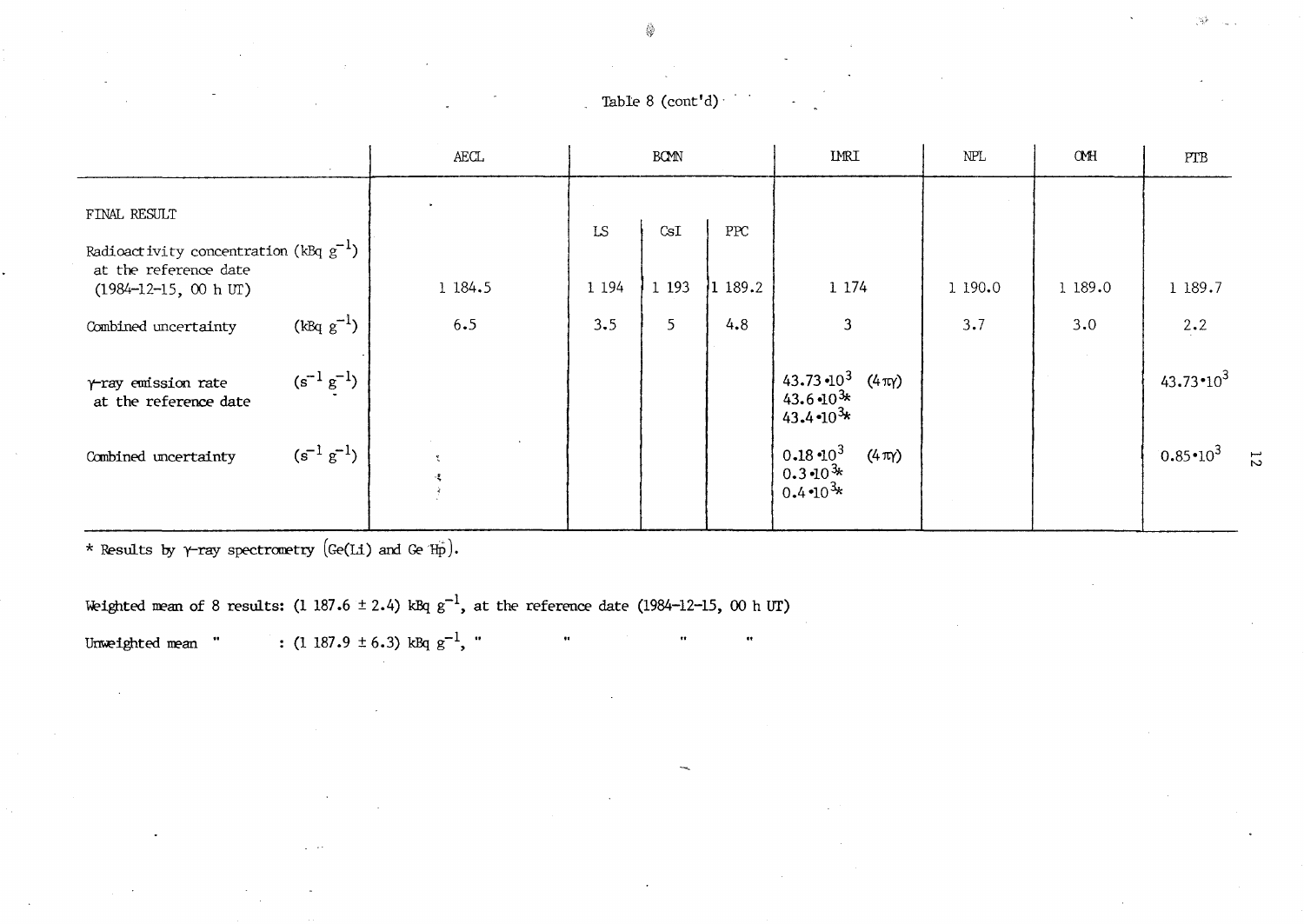Table 8 (cont'd)

| | AECL | BCMN | | | IMRI | NPL | OMH | PTB |
|---|---|---|---|---|---|---|---|---|
| FINAL RESULT | | LS | CsI | PPC | | | | |
| Radioactivity concentration (kBq $g^{-1}$) at the reference date (1984-12-15, 00 h UT) | 1 184.5 | 1 194 | 1 193 | 1 189.2 | 1 174 | 1 190.0 | 1 189.0 | 1 189.7 |
| Combined uncertainty (kBq $g^{-1}$) | 6.5 | 3.5 | 5 | 4.8 | 3 | 3.7 | 3.0 | 2.2 |
| γ-ray emission rate at the reference date ($s^{-1}$ $g^{-1}$) | | | | | $43.73 \cdot 10^3$ ($4\pi\gamma$)<br>$43.6 \cdot 10^3$*<br>$43.4 \cdot 10^3$* | | | $43.73 \cdot 10^3$ |
| Combined uncertainty ($s^{-1}$ $g^{-1}$) | | | | | $0.18 \cdot 10^3$ ($4\pi\gamma$)<br>$0.3 \cdot 10^3$*<br>$0.4 \cdot 10^3$* | | | $0.85 \cdot 10^3$ |

\* Results by γ-ray spectrometry (Ge(Li) and Ge Hp).

Weighted mean of 8 results: (1 187.6 ± 2.4) kBq $g^{-1}$, at the reference date (1984-12-15, 00 h UT)

Unweighted mean " : (1 187.9 ± 6.3) kBq $g^{-1}$, " " " "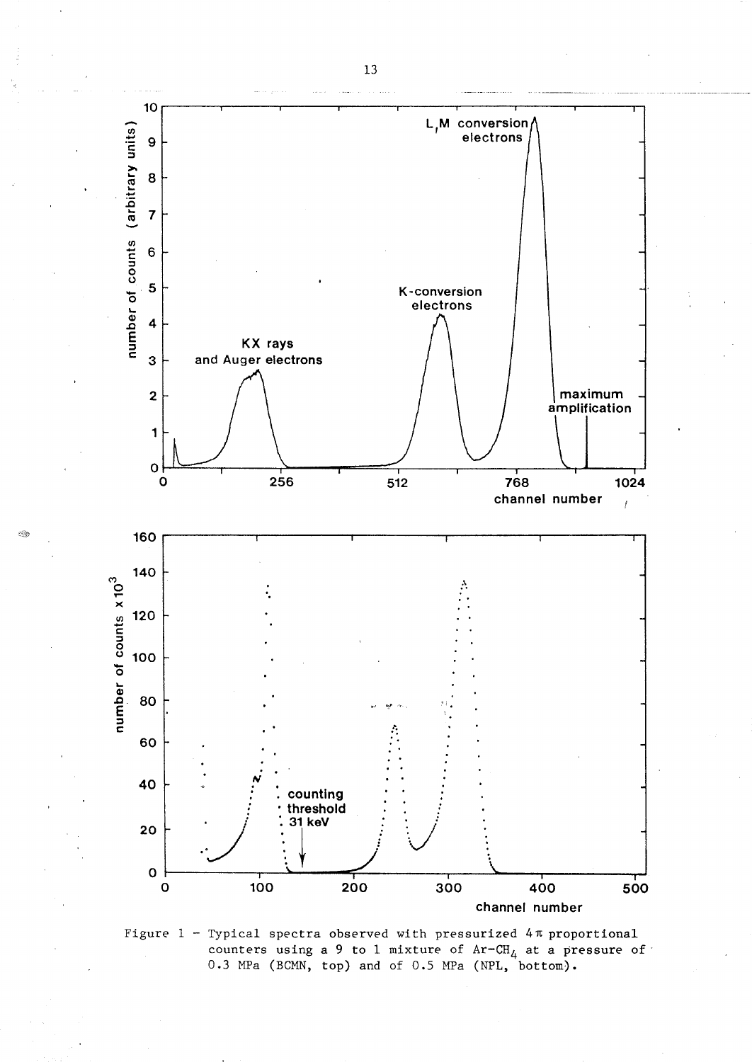Figure 1 – Typical spectra observed with pressurized $4\pi$ proportional counters using a 9 to 1 mixture of $Ar$-$CH_4$ at a pressure of 0.3 MPa (BCMN, top) and of 0.5 MPa (NPL, bottom).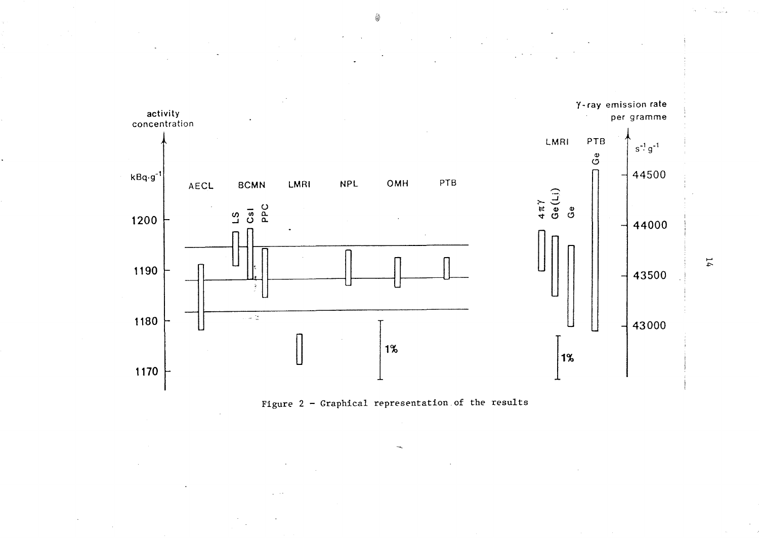Figure 2 – Graphical representation of the results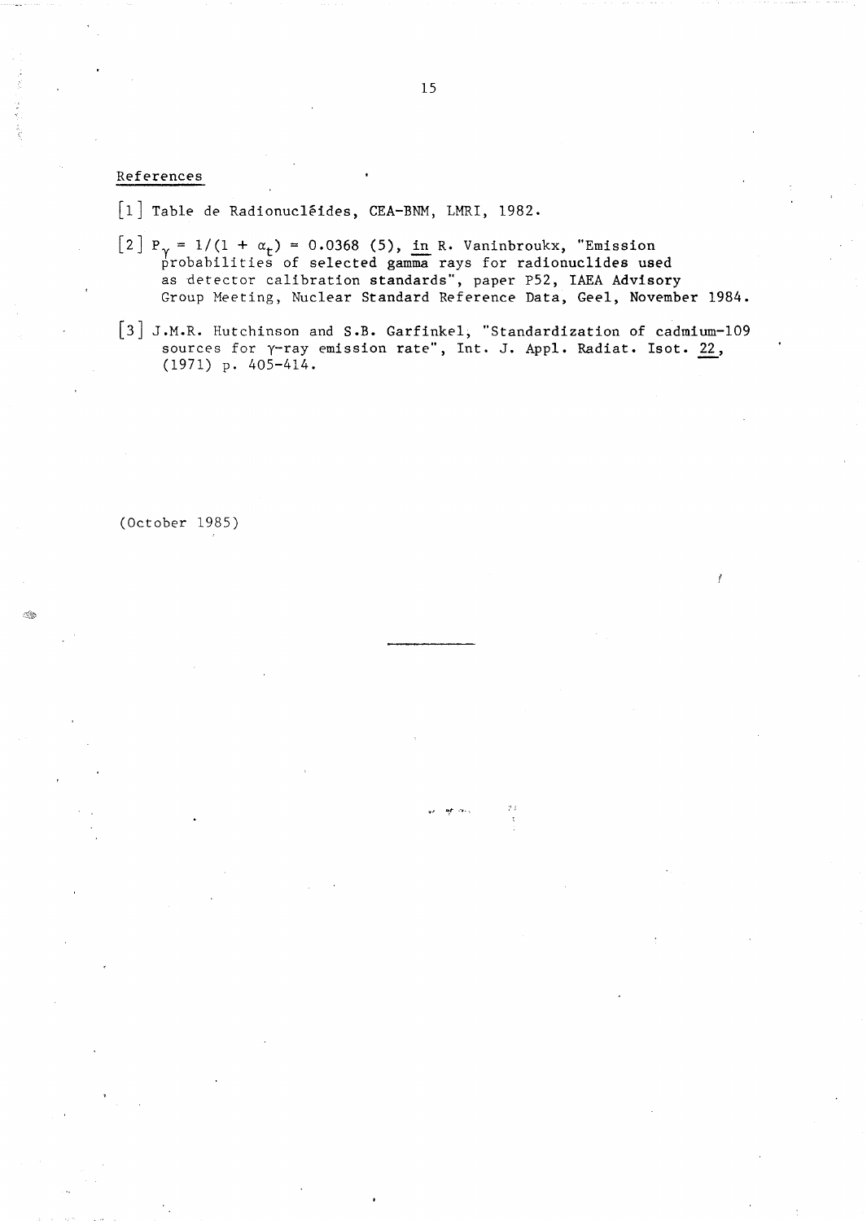## References

[1] Table de Radionucléides, CEA-BNM, LMRI, 1982.

[2] $P_\gamma = 1/(1 + \alpha_t) = 0.0368$ (5), in R. Vaninbroukx, "Emission probabilities of selected gamma rays for radionuclides used as detector calibration standards", paper P52, IAEA Advisory Group Meeting, Nuclear Standard Reference Data, Geel, November 1984.

[3] J.M.R. Hutchinson and S.B. Garfinkel, "Standardization of cadmium-109 sources for γ-ray emission rate", Int. J. Appl. Radiat. Isot. 22, (1971) p. 405-414.

(October 1985)